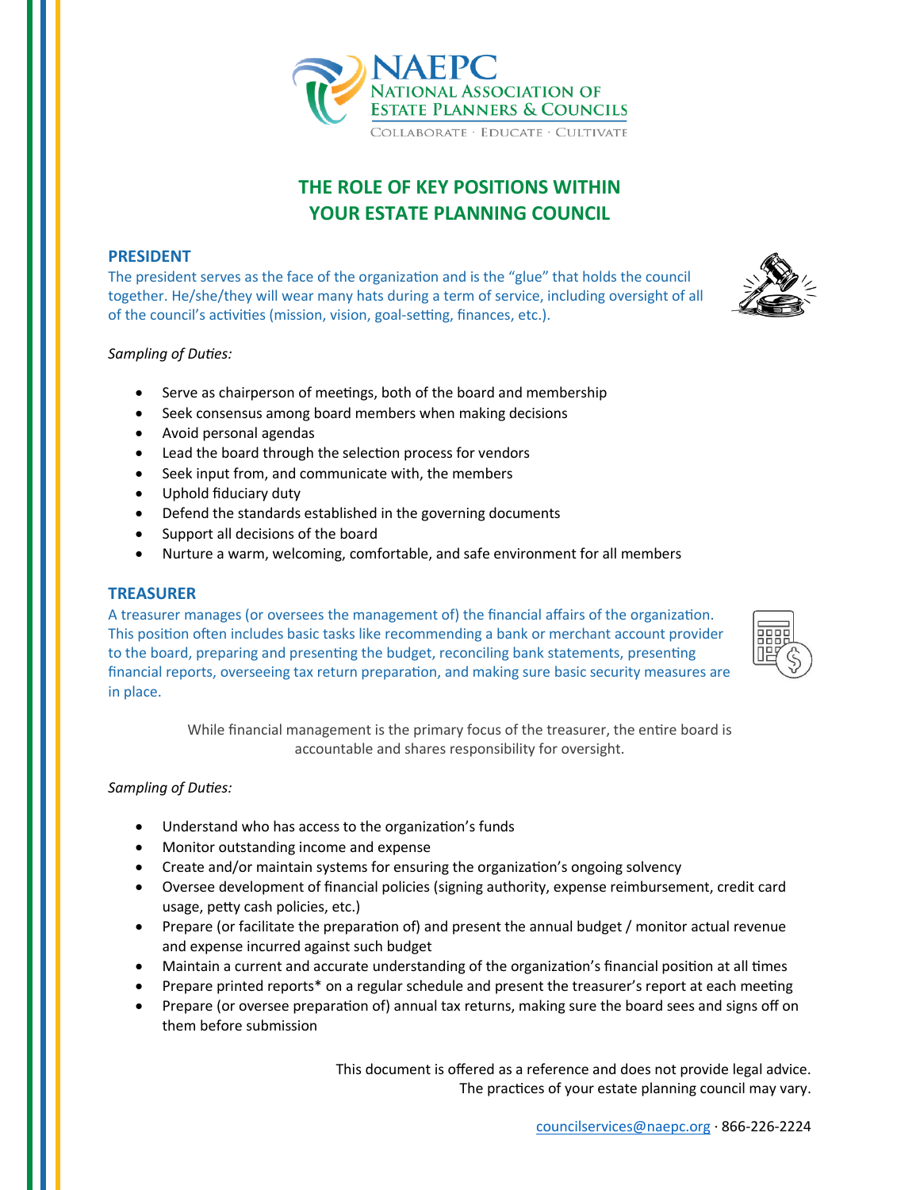NAEPC
NATIONAL ASSOCIATION OF ESTATE PLANNERS & COUNCILS
COLLABORATE · EDUCATE · CULTIVATE

# THE ROLE OF KEY POSITIONS WITHIN YOUR ESTATE PLANNING COUNCIL

## PRESIDENT

The president serves as the face of the organization and is the "glue" that holds the council together. He/she/they will wear many hats during a term of service, including oversight of all of the council's activities (mission, vision, goal-setting, finances, etc.).

*Sampling of Duties:*

- Serve as chairperson of meetings, both of the board and membership
- Seek consensus among board members when making decisions
- Avoid personal agendas
- Lead the board through the selection process for vendors
- Seek input from, and communicate with, the members
- Uphold fiduciary duty
- Defend the standards established in the governing documents
- Support all decisions of the board
- Nurture a warm, welcoming, comfortable, and safe environment for all members

## TREASURER

A treasurer manages (or oversees the management of) the financial affairs of the organization. This position often includes basic tasks like recommending a bank or merchant account provider to the board, preparing and presenting the budget, reconciling bank statements, presenting financial reports, overseeing tax return preparation, and making sure basic security measures are in place.

While financial management is the primary focus of the treasurer, the entire board is accountable and shares responsibility for oversight.

*Sampling of Duties:*

- Understand who has access to the organization's funds
- Monitor outstanding income and expense
- Create and/or maintain systems for ensuring the organization's ongoing solvency
- Oversee development of financial policies (signing authority, expense reimbursement, credit card usage, petty cash policies, etc.)
- Prepare (or facilitate the preparation of) and present the annual budget / monitor actual revenue and expense incurred against such budget
- Maintain a current and accurate understanding of the organization's financial position at all times
- Prepare printed reports* on a regular schedule and present the treasurer's report at each meeting
- Prepare (or oversee preparation of) annual tax returns, making sure the board sees and signs off on them before submission

This document is offered as a reference and does not provide legal advice.
The practices of your estate planning council may vary.

councilservices@naepc.org · 866-226-2224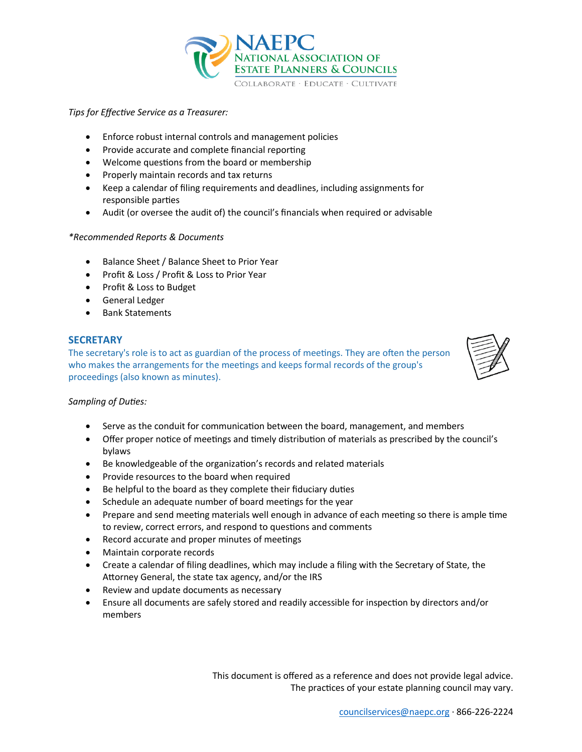*Tips for Effective Service as a Treasurer:*

- Enforce robust internal controls and management policies
- Provide accurate and complete financial reporting
- Welcome questions from the board or membership
- Properly maintain records and tax returns
- Keep a calendar of filing requirements and deadlines, including assignments for responsible parties
- Audit (or oversee the audit of) the council's financials when required or advisable

*\*Recommended Reports & Documents*

- Balance Sheet / Balance Sheet to Prior Year
- Profit & Loss / Profit & Loss to Prior Year
- Profit & Loss to Budget
- General Ledger
- Bank Statements

## SECRETARY

The secretary's role is to act as guardian of the process of meetings. They are often the person who makes the arrangements for the meetings and keeps formal records of the group's proceedings (also known as minutes).

*Sampling of Duties:*

- Serve as the conduit for communication between the board, management, and members
- Offer proper notice of meetings and timely distribution of materials as prescribed by the council's bylaws
- Be knowledgeable of the organization's records and related materials
- Provide resources to the board when required
- Be helpful to the board as they complete their fiduciary duties
- Schedule an adequate number of board meetings for the year
- Prepare and send meeting materials well enough in advance of each meeting so there is ample time to review, correct errors, and respond to questions and comments
- Record accurate and proper minutes of meetings
- Maintain corporate records
- Create a calendar of filing deadlines, which may include a filing with the Secretary of State, the Attorney General, the state tax agency, and/or the IRS
- Review and update documents as necessary
- Ensure all documents are safely stored and readily accessible for inspection by directors and/or members

This document is offered as a reference and does not provide legal advice.
The practices of your estate planning council may vary.

councilservices@naepc.org · 866-226-2224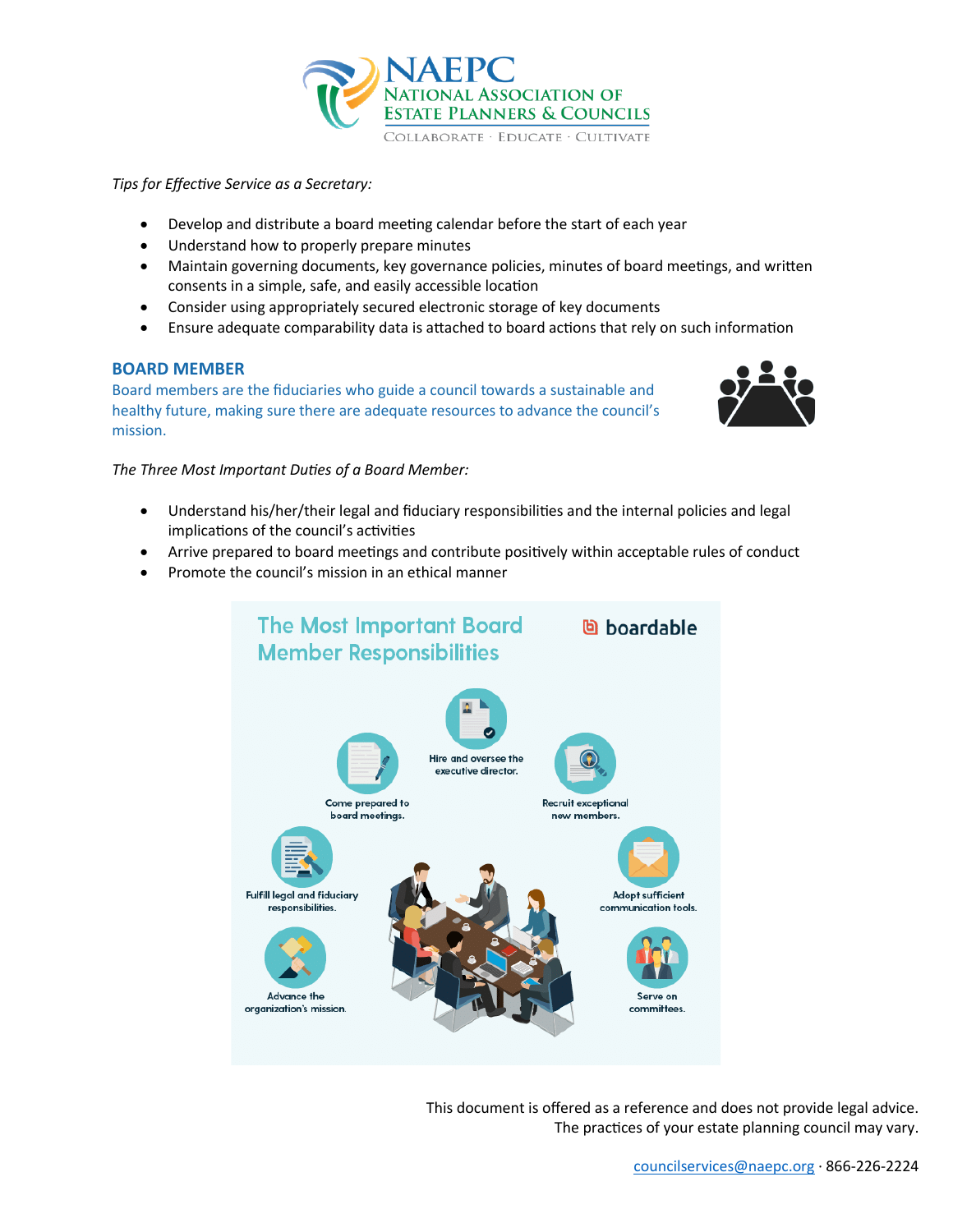*Tips for Effective Service as a Secretary:*

- Develop and distribute a board meeting calendar before the start of each year
- Understand how to properly prepare minutes
- Maintain governing documents, key governance policies, minutes of board meetings, and written consents in a simple, safe, and easily accessible location
- Consider using appropriately secured electronic storage of key documents
- Ensure adequate comparability data is attached to board actions that rely on such information

## BOARD MEMBER

Board members are the fiduciaries who guide a council towards a sustainable and healthy future, making sure there are adequate resources to advance the council's mission.

*The Three Most Important Duties of a Board Member:*

- Understand his/her/their legal and fiduciary responsibilities and the internal policies and legal implications of the council's activities
- Arrive prepared to board meetings and contribute positively within acceptable rules of conduct
- Promote the council's mission in an ethical manner

The Most Important Board Member Responsibilities

boardable

Hire and oversee the executive director.

Come prepared to board meetings.

Recruit exceptional new members.

Fulfill legal and fiduciary responsibilities.

Adopt sufficient communication tools.

Advance the organization's mission.

Serve on committees.

This document is offered as a reference and does not provide legal advice.
The practices of your estate planning council may vary.

councilservices@naepc.org · 866-226-2224